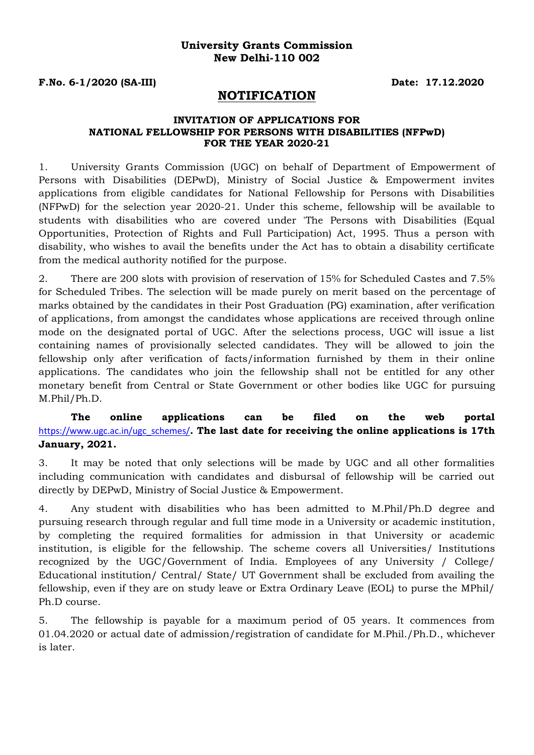**University Grants Commission**
**New Delhi-110 002**

**F.No. 6-1/2020 (SA-III)** **Date: 17.12.2020**

# NOTIFICATION

## INVITATION OF APPLICATIONS FOR NATIONAL FELLOWSHIP FOR PERSONS WITH DISABILITIES (NFPwD) FOR THE YEAR 2020-21

1. University Grants Commission (UGC) on behalf of Department of Empowerment of Persons with Disabilities (DEPwD), Ministry of Social Justice & Empowerment invites applications from eligible candidates for National Fellowship for Persons with Disabilities (NFPwD) for the selection year 2020-21. Under this scheme, fellowship will be available to students with disabilities who are covered under 'The Persons with Disabilities (Equal Opportunities, Protection of Rights and Full Participation) Act, 1995. Thus a person with disability, who wishes to avail the benefits under the Act has to obtain a disability certificate from the medical authority notified for the purpose.

2. There are 200 slots with provision of reservation of 15% for Scheduled Castes and 7.5% for Scheduled Tribes. The selection will be made purely on merit based on the percentage of marks obtained by the candidates in their Post Graduation (PG) examination, after verification of applications, from amongst the candidates whose applications are received through online mode on the designated portal of UGC. After the selections process, UGC will issue a list containing names of provisionally selected candidates. They will be allowed to join the fellowship only after verification of facts/information furnished by them in their online applications. The candidates who join the fellowship shall not be entitled for any other monetary benefit from Central or State Government or other bodies like UGC for pursuing M.Phil/Ph.D.

**The online applications can be filed on the web portal** https://www.ugc.ac.in/ugc_schemes/**. The last date for receiving the online applications is 17th January, 2021.**

3. It may be noted that only selections will be made by UGC and all other formalities including communication with candidates and disbursal of fellowship will be carried out directly by DEPwD, Ministry of Social Justice & Empowerment.

4. Any student with disabilities who has been admitted to M.Phil/Ph.D degree and pursuing research through regular and full time mode in a University or academic institution, by completing the required formalities for admission in that University or academic institution, is eligible for the fellowship. The scheme covers all Universities/ Institutions recognized by the UGC/Government of India. Employees of any University / College/ Educational institution/ Central/ State/ UT Government shall be excluded from availing the fellowship, even if they are on study leave or Extra Ordinary Leave (EOL) to purse the MPhil/ Ph.D course.

5. The fellowship is payable for a maximum period of 05 years. It commences from 01.04.2020 or actual date of admission/registration of candidate for M.Phil./Ph.D., whichever is later.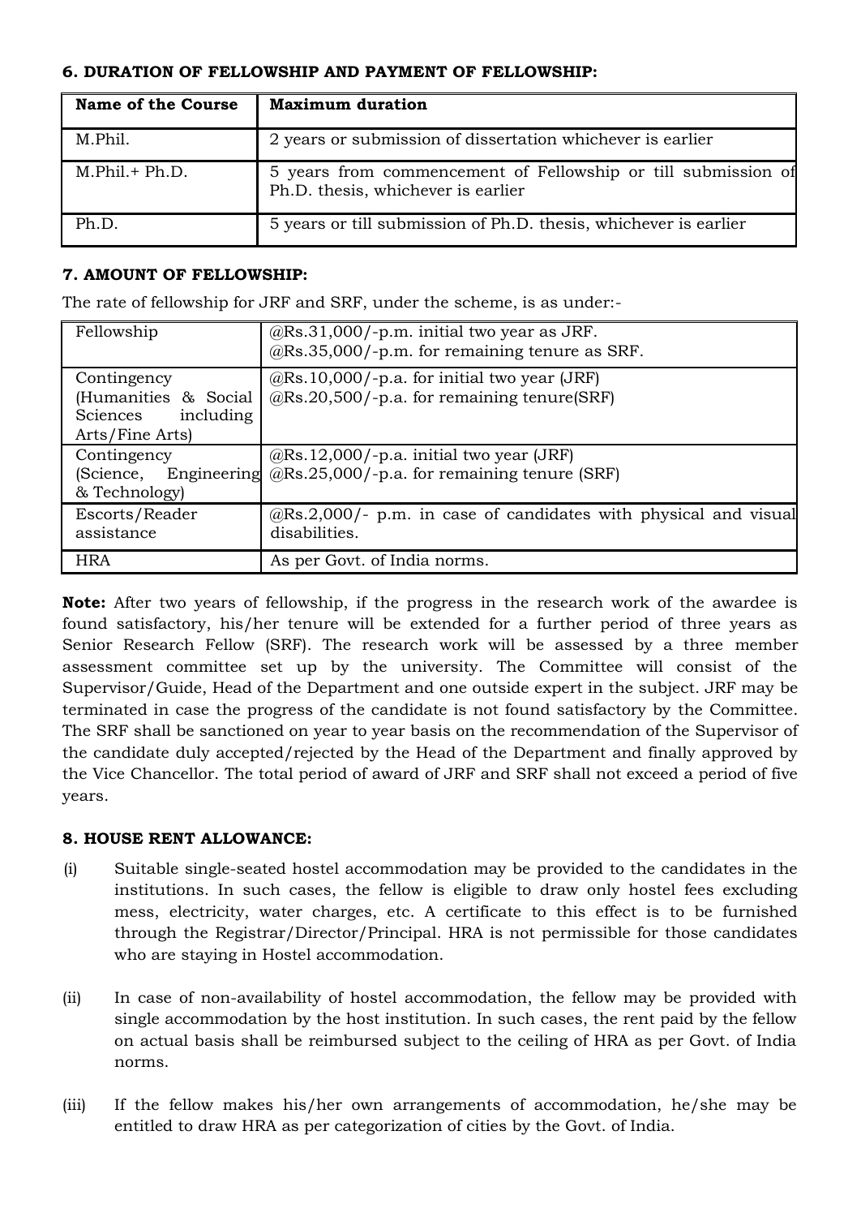**6. DURATION OF FELLOWSHIP AND PAYMENT OF FELLOWSHIP:**

| Name of the Course | Maximum duration |
|---|---|
| M.Phil. | 2 years or submission of dissertation whichever is earlier |
| M.Phil.+ Ph.D. | 5 years from commencement of Fellowship or till submission of Ph.D. thesis, whichever is earlier |
| Ph.D. | 5 years or till submission of Ph.D. thesis, whichever is earlier |

**7. AMOUNT OF FELLOWSHIP:**

The rate of fellowship for JRF and SRF, under the scheme, is as under:-

| Fellowship | @Rs.31,000/-p.m. initial two year as JRF.<br>@Rs.35,000/-p.m. for remaining tenure as SRF. |
|---|---|
| Contingency (Humanities & Social Sciences including Arts/Fine Arts) | @Rs.10,000/-p.a. for initial two year (JRF)<br>@Rs.20,500/-p.a. for remaining tenure(SRF) |
| Contingency (Science, Engineering & Technology) | @Rs.12,000/-p.a. initial two year (JRF)<br>@Rs.25,000/-p.a. for remaining tenure (SRF) |
| Escorts/Reader assistance | @Rs.2,000/- p.m. in case of candidates with physical and visual disabilities. |
| HRA | As per Govt. of India norms. |

**Note:** After two years of fellowship, if the progress in the research work of the awardee is found satisfactory, his/her tenure will be extended for a further period of three years as Senior Research Fellow (SRF). The research work will be assessed by a three member assessment committee set up by the university. The Committee will consist of the Supervisor/Guide, Head of the Department and one outside expert in the subject. JRF may be terminated in case the progress of the candidate is not found satisfactory by the Committee. The SRF shall be sanctioned on year to year basis on the recommendation of the Supervisor of the candidate duly accepted/rejected by the Head of the Department and finally approved by the Vice Chancellor. The total period of award of JRF and SRF shall not exceed a period of five years.

**8. HOUSE RENT ALLOWANCE:**

(i) Suitable single-seated hostel accommodation may be provided to the candidates in the institutions. In such cases, the fellow is eligible to draw only hostel fees excluding mess, electricity, water charges, etc. A certificate to this effect is to be furnished through the Registrar/Director/Principal. HRA is not permissible for those candidates who are staying in Hostel accommodation.

(ii) In case of non-availability of hostel accommodation, the fellow may be provided with single accommodation by the host institution. In such cases, the rent paid by the fellow on actual basis shall be reimbursed subject to the ceiling of HRA as per Govt. of India norms.

(iii) If the fellow makes his/her own arrangements of accommodation, he/she may be entitled to draw HRA as per categorization of cities by the Govt. of India.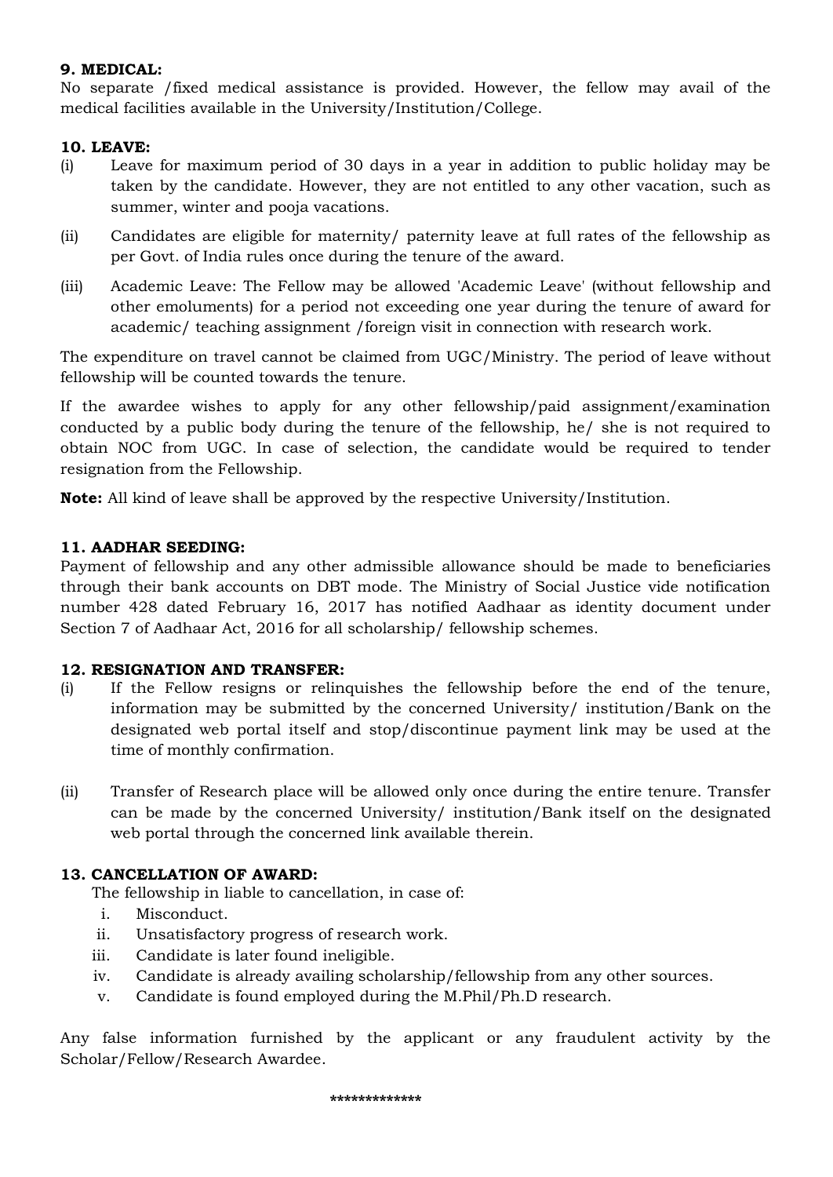**9. MEDICAL:**
No separate /fixed medical assistance is provided. However, the fellow may avail of the medical facilities available in the University/Institution/College.

**10. LEAVE:**

(i) Leave for maximum period of 30 days in a year in addition to public holiday may be taken by the candidate. However, they are not entitled to any other vacation, such as summer, winter and pooja vacations.

(ii) Candidates are eligible for maternity/ paternity leave at full rates of the fellowship as per Govt. of India rules once during the tenure of the award.

(iii) Academic Leave: The Fellow may be allowed 'Academic Leave' (without fellowship and other emoluments) for a period not exceeding one year during the tenure of award for academic/ teaching assignment /foreign visit in connection with research work.

The expenditure on travel cannot be claimed from UGC/Ministry. The period of leave without fellowship will be counted towards the tenure.

If the awardee wishes to apply for any other fellowship/paid assignment/examination conducted by a public body during the tenure of the fellowship, he/ she is not required to obtain NOC from UGC. In case of selection, the candidate would be required to tender resignation from the Fellowship.

**Note:** All kind of leave shall be approved by the respective University/Institution.

**11. AADHAR SEEDING:**
Payment of fellowship and any other admissible allowance should be made to beneficiaries through their bank accounts on DBT mode. The Ministry of Social Justice vide notification number 428 dated February 16, 2017 has notified Aadhaar as identity document under Section 7 of Aadhaar Act, 2016 for all scholarship/ fellowship schemes.

**12. RESIGNATION AND TRANSFER:**

(i) If the Fellow resigns or relinquishes the fellowship before the end of the tenure, information may be submitted by the concerned University/ institution/Bank on the designated web portal itself and stop/discontinue payment link may be used at the time of monthly confirmation.

(ii) Transfer of Research place will be allowed only once during the entire tenure. Transfer can be made by the concerned University/ institution/Bank itself on the designated web portal through the concerned link available therein.

**13. CANCELLATION OF AWARD:**
The fellowship in liable to cancellation, in case of:

i. Misconduct.
ii. Unsatisfactory progress of research work.
iii. Candidate is later found ineligible.
iv. Candidate is already availing scholarship/fellowship from any other sources.
v. Candidate is found employed during the M.Phil/Ph.D research.

Any false information furnished by the applicant or any fraudulent activity by the Scholar/Fellow/Research Awardee.

*************